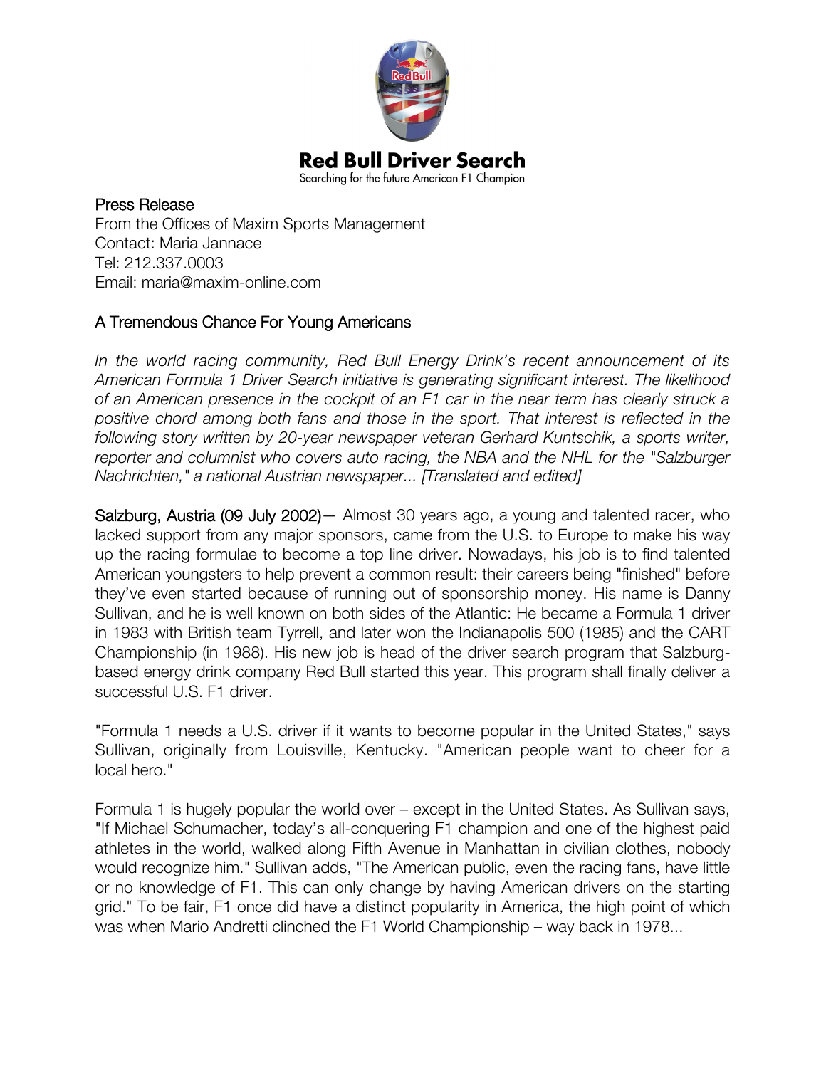# Red Bull Driver Search

Searching for the future American F1 Champion

Press Release
From the Offices of Maxim Sports Management
Contact: Maria Jannace
Tel: 212.337.0003
Email: maria@maxim-online.com

## A Tremendous Chance For Young Americans

*In the world racing community, Red Bull Energy Drink's recent announcement of its American Formula 1 Driver Search initiative is generating significant interest. The likelihood of an American presence in the cockpit of an F1 car in the near term has clearly struck a positive chord among both fans and those in the sport. That interest is reflected in the following story written by 20-year newspaper veteran Gerhard Kuntschik, a sports writer, reporter and columnist who covers auto racing, the NBA and the NHL for the "Salzburger Nachrichten," a national Austrian newspaper... [Translated and edited]*

Salzburg, Austria (09 July 2002)— Almost 30 years ago, a young and talented racer, who lacked support from any major sponsors, came from the U.S. to Europe to make his way up the racing formulae to become a top line driver. Nowadays, his job is to find talented American youngsters to help prevent a common result: their careers being "finished" before they've even started because of running out of sponsorship money. His name is Danny Sullivan, and he is well known on both sides of the Atlantic: He became a Formula 1 driver in 1983 with British team Tyrrell, and later won the Indianapolis 500 (1985) and the CART Championship (in 1988). His new job is head of the driver search program that Salzburg-based energy drink company Red Bull started this year. This program shall finally deliver a successful U.S. F1 driver.

"Formula 1 needs a U.S. driver if it wants to become popular in the United States," says Sullivan, originally from Louisville, Kentucky. "American people want to cheer for a local hero."

Formula 1 is hugely popular the world over – except in the United States. As Sullivan says, "If Michael Schumacher, today's all-conquering F1 champion and one of the highest paid athletes in the world, walked along Fifth Avenue in Manhattan in civilian clothes, nobody would recognize him." Sullivan adds, "The American public, even the racing fans, have little or no knowledge of F1. This can only change by having American drivers on the starting grid." To be fair, F1 once did have a distinct popularity in America, the high point of which was when Mario Andretti clinched the F1 World Championship – way back in 1978...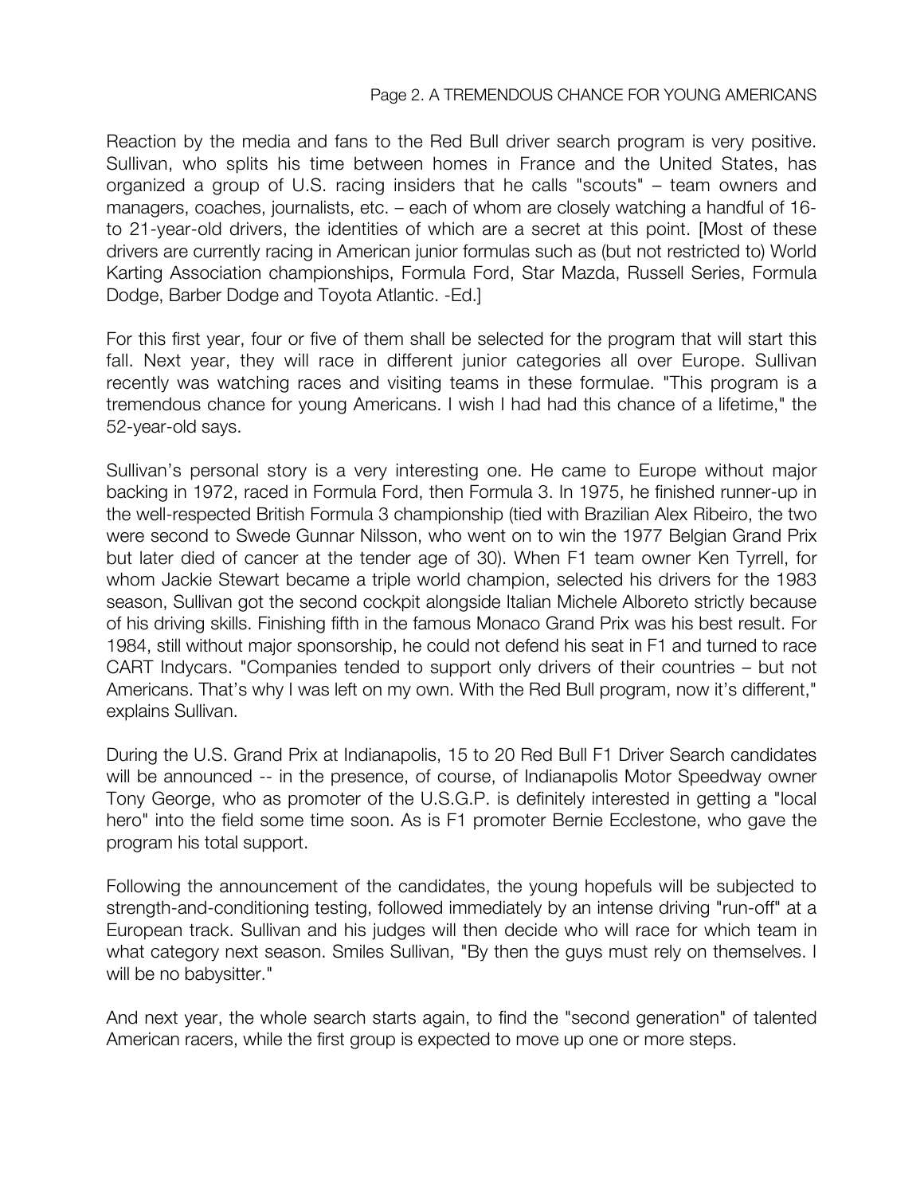Reaction by the media and fans to the Red Bull driver search program is very positive. Sullivan, who splits his time between homes in France and the United States, has organized a group of U.S. racing insiders that he calls "scouts" – team owners and managers, coaches, journalists, etc. – each of whom are closely watching a handful of 16- to 21-year-old drivers, the identities of which are a secret at this point. [Most of these drivers are currently racing in American junior formulas such as (but not restricted to) World Karting Association championships, Formula Ford, Star Mazda, Russell Series, Formula Dodge, Barber Dodge and Toyota Atlantic. -Ed.]

For this first year, four or five of them shall be selected for the program that will start this fall. Next year, they will race in different junior categories all over Europe. Sullivan recently was watching races and visiting teams in these formulae. "This program is a tremendous chance for young Americans. I wish I had had this chance of a lifetime," the 52-year-old says.

Sullivan's personal story is a very interesting one. He came to Europe without major backing in 1972, raced in Formula Ford, then Formula 3. In 1975, he finished runner-up in the well-respected British Formula 3 championship (tied with Brazilian Alex Ribeiro, the two were second to Swede Gunnar Nilsson, who went on to win the 1977 Belgian Grand Prix but later died of cancer at the tender age of 30). When F1 team owner Ken Tyrrell, for whom Jackie Stewart became a triple world champion, selected his drivers for the 1983 season, Sullivan got the second cockpit alongside Italian Michele Alboreto strictly because of his driving skills. Finishing fifth in the famous Monaco Grand Prix was his best result. For 1984, still without major sponsorship, he could not defend his seat in F1 and turned to race CART Indycars. "Companies tended to support only drivers of their countries – but not Americans. That's why I was left on my own. With the Red Bull program, now it's different," explains Sullivan.

During the U.S. Grand Prix at Indianapolis, 15 to 20 Red Bull F1 Driver Search candidates will be announced -- in the presence, of course, of Indianapolis Motor Speedway owner Tony George, who as promoter of the U.S.G.P. is definitely interested in getting a "local hero" into the field some time soon. As is F1 promoter Bernie Ecclestone, who gave the program his total support.

Following the announcement of the candidates, the young hopefuls will be subjected to strength-and-conditioning testing, followed immediately by an intense driving "run-off" at a European track. Sullivan and his judges will then decide who will race for which team in what category next season. Smiles Sullivan, "By then the guys must rely on themselves. I will be no babysitter."

And next year, the whole search starts again, to find the "second generation" of talented American racers, while the first group is expected to move up one or more steps.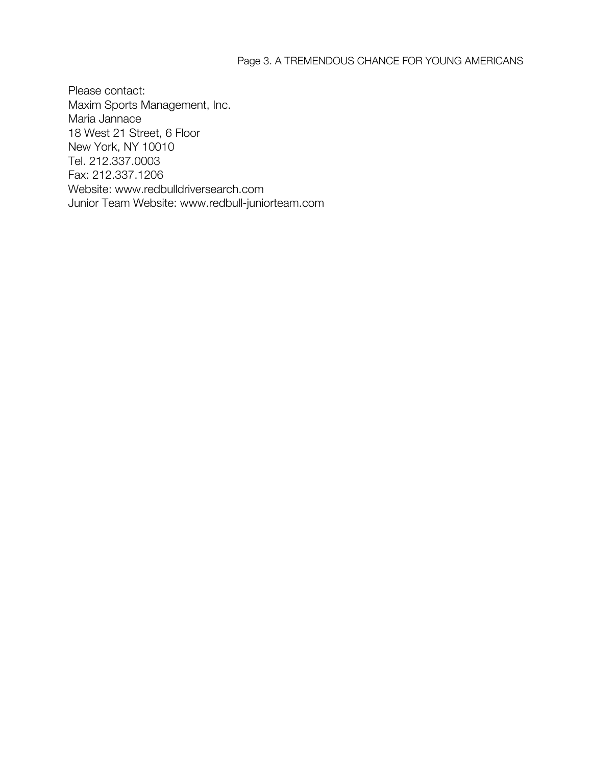Please contact:
Maxim Sports Management, Inc.
Maria Jannace
18 West 21 Street, 6 Floor
New York, NY 10010
Tel. 212.337.0003
Fax: 212.337.1206
Website: www.redbulldriversearch.com
Junior Team Website: www.redbull-juniorteam.com